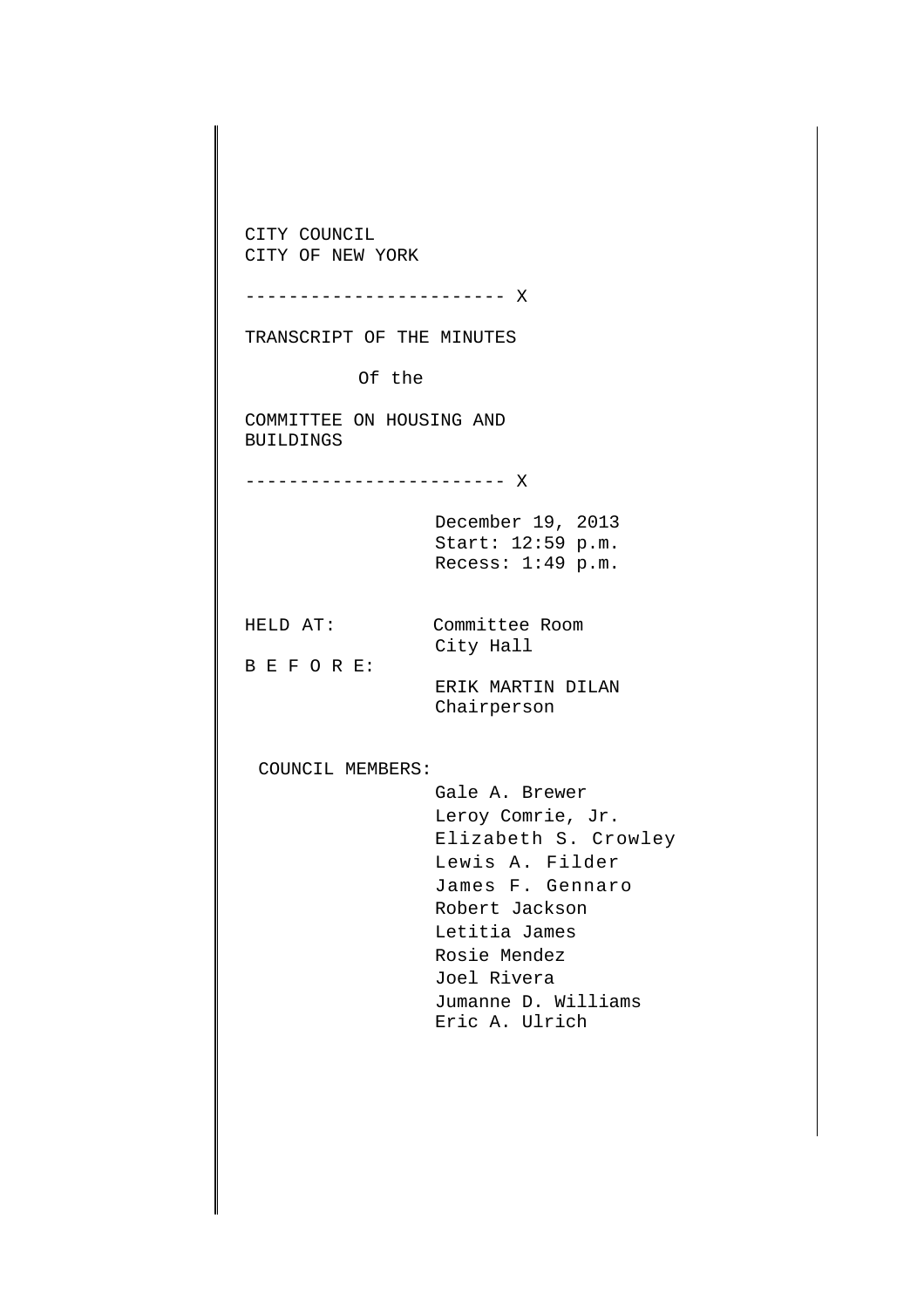CITY COUNCIL
CITY OF NEW YORK

------------------------ X

TRANSCRIPT OF THE MINUTES

Of the

COMMITTEE ON HOUSING AND BUILDINGS

------------------------ X

December 19, 2013
Start: 12:59 p.m.
Recess: 1:49 p.m.

HELD AT: Committee Room
City Hall

B E F O R E:
ERIK MARTIN DILAN
Chairperson

COUNCIL MEMBERS:
Gale A. Brewer
Leroy Comrie, Jr.
Elizabeth S. Crowley
Lewis A. Filder
James F. Gennaro
Robert Jackson
Letitia James
Rosie Mendez
Joel Rivera
Jumanne D. Williams
Eric A. Ulrich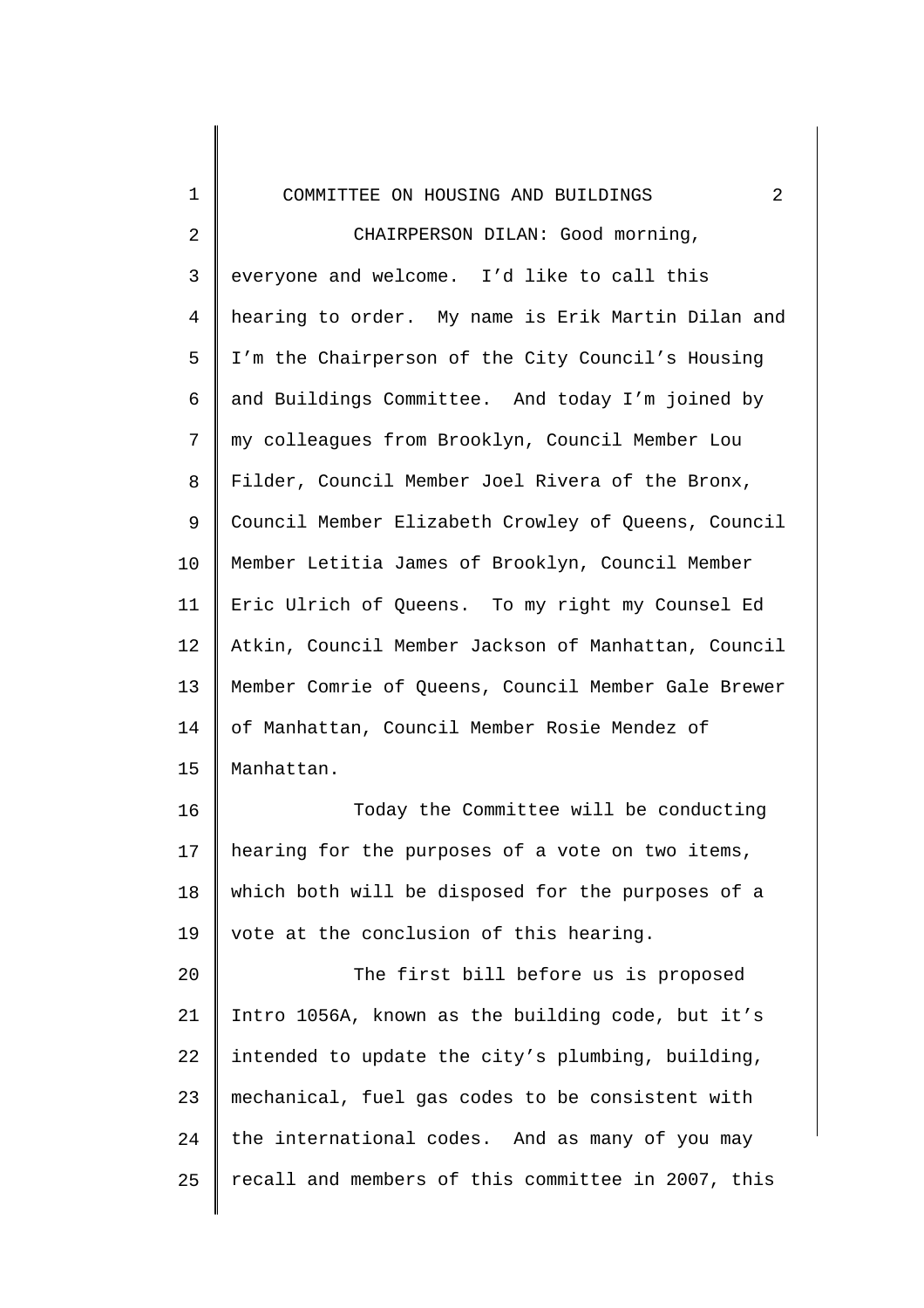CHAIRPERSON DILAN: Good morning, everyone and welcome. I'd like to call this hearing to order. My name is Erik Martin Dilan and I'm the Chairperson of the City Council's Housing and Buildings Committee. And today I'm joined by my colleagues from Brooklyn, Council Member Lou Filder, Council Member Joel Rivera of the Bronx, Council Member Elizabeth Crowley of Queens, Council Member Letitia James of Brooklyn, Council Member Eric Ulrich of Queens. To my right my Counsel Ed Atkin, Council Member Jackson of Manhattan, Council Member Comrie of Queens, Council Member Gale Brewer of Manhattan, Council Member Rosie Mendez of Manhattan.

Today the Committee will be conducting hearing for the purposes of a vote on two items, which both will be disposed for the purposes of a vote at the conclusion of this hearing.

The first bill before us is proposed Intro 1056A, known as the building code, but it's intended to update the city's plumbing, building, mechanical, fuel gas codes to be consistent with the international codes. And as many of you may recall and members of this committee in 2007, this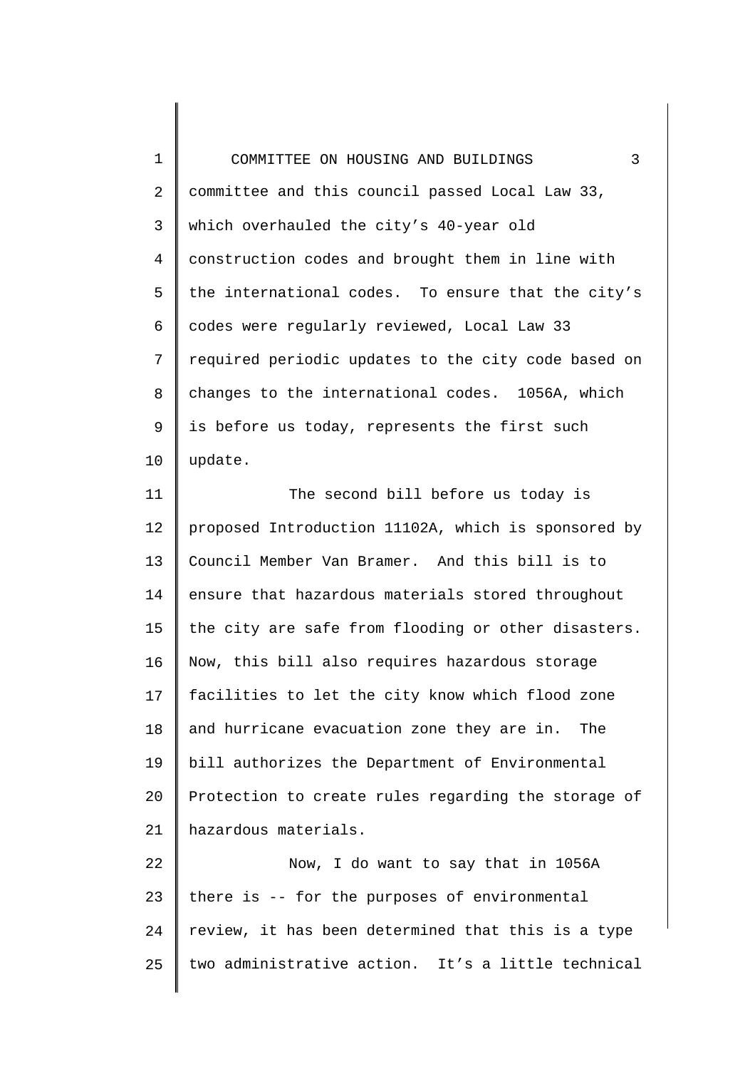committee and this council passed Local Law 33, which overhauled the city's 40-year old construction codes and brought them in line with the international codes. To ensure that the city's codes were regularly reviewed, Local Law 33 required periodic updates to the city code based on changes to the international codes. 1056A, which is before us today, represents the first such update.

The second bill before us today is proposed Introduction 11102A, which is sponsored by Council Member Van Bramer. And this bill is to ensure that hazardous materials stored throughout the city are safe from flooding or other disasters. Now, this bill also requires hazardous storage facilities to let the city know which flood zone and hurricane evacuation zone they are in. The bill authorizes the Department of Environmental Protection to create rules regarding the storage of hazardous materials.

Now, I do want to say that in 1056A there is -- for the purposes of environmental review, it has been determined that this is a type two administrative action. It's a little technical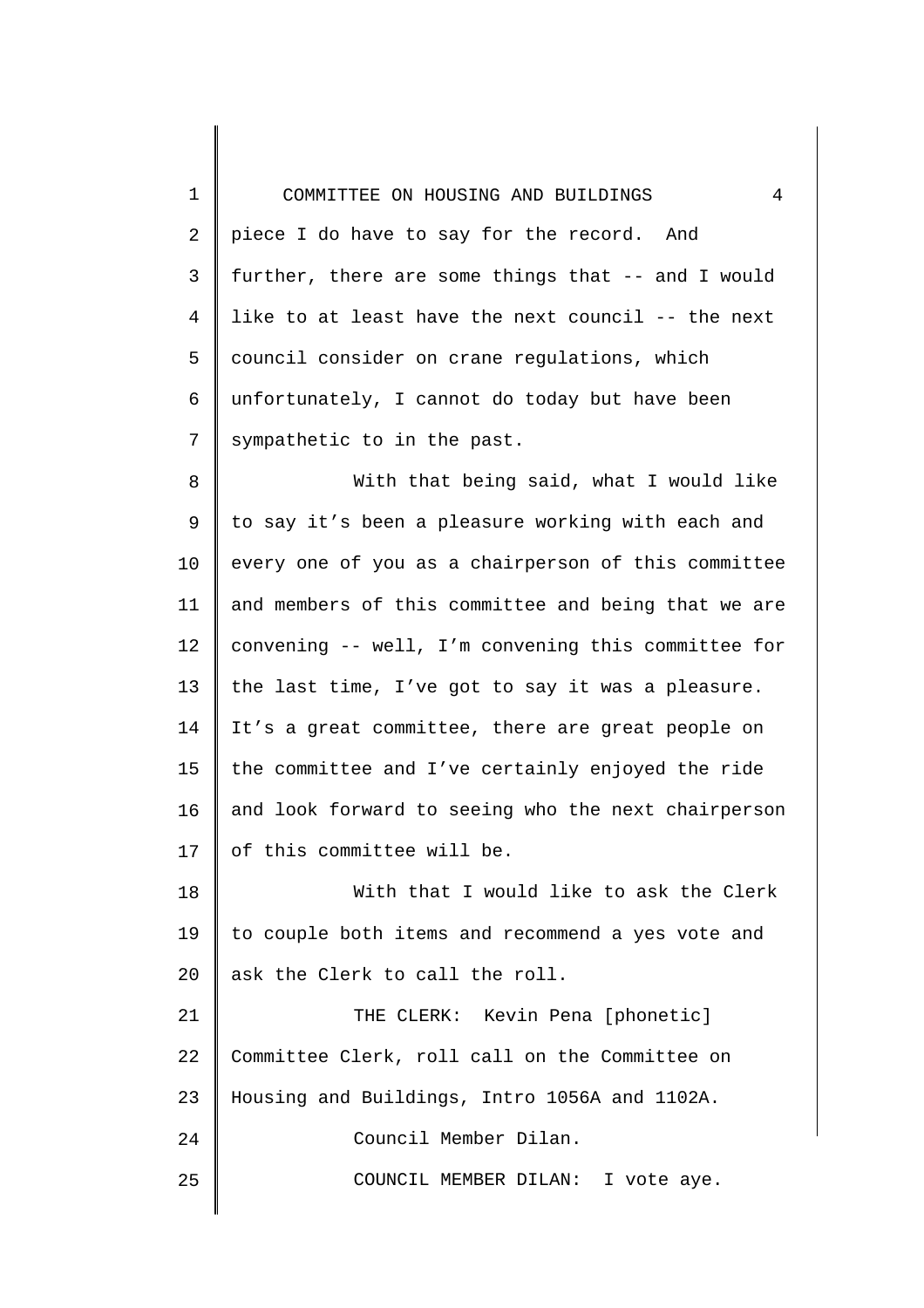piece I do have to say for the record. And further, there are some things that -- and I would like to at least have the next council -- the next council consider on crane regulations, which unfortunately, I cannot do today but have been sympathetic to in the past.

With that being said, what I would like to say it's been a pleasure working with each and every one of you as a chairperson of this committee and members of this committee and being that we are convening -- well, I'm convening this committee for the last time, I've got to say it was a pleasure. It's a great committee, there are great people on the committee and I've certainly enjoyed the ride and look forward to seeing who the next chairperson of this committee will be.

With that I would like to ask the Clerk to couple both items and recommend a yes vote and ask the Clerk to call the roll.

THE CLERK: Kevin Pena [phonetic] Committee Clerk, roll call on the Committee on Housing and Buildings, Intro 1056A and 1102A.

Council Member Dilan.

COUNCIL MEMBER DILAN: I vote aye.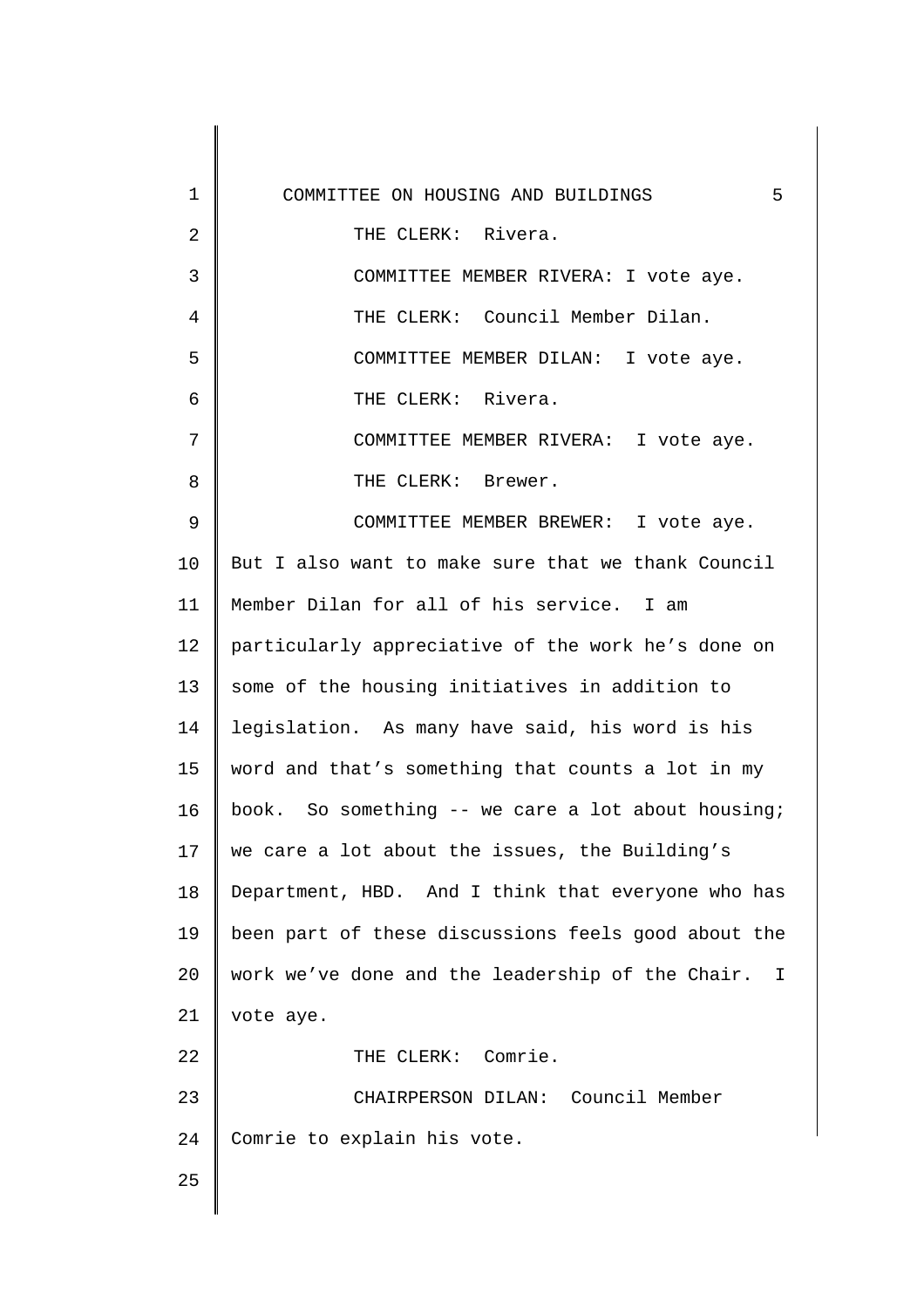THE CLERK: Rivera.

COMMITTEE MEMBER RIVERA: I vote aye.

THE CLERK: Council Member Dilan.

COMMITTEE MEMBER DILAN: I vote aye.

THE CLERK: Rivera.

COMMITTEE MEMBER RIVERA: I vote aye.

THE CLERK: Brewer.

COMMITTEE MEMBER BREWER: I vote aye. But I also want to make sure that we thank Council Member Dilan for all of his service. I am particularly appreciative of the work he's done on some of the housing initiatives in addition to legislation. As many have said, his word is his word and that's something that counts a lot in my book. So something -- we care a lot about housing; we care a lot about the issues, the Building's Department, HBD. And I think that everyone who has been part of these discussions feels good about the work we've done and the leadership of the Chair. I vote aye.

THE CLERK: Comrie.

CHAIRPERSON DILAN: Council Member Comrie to explain his vote.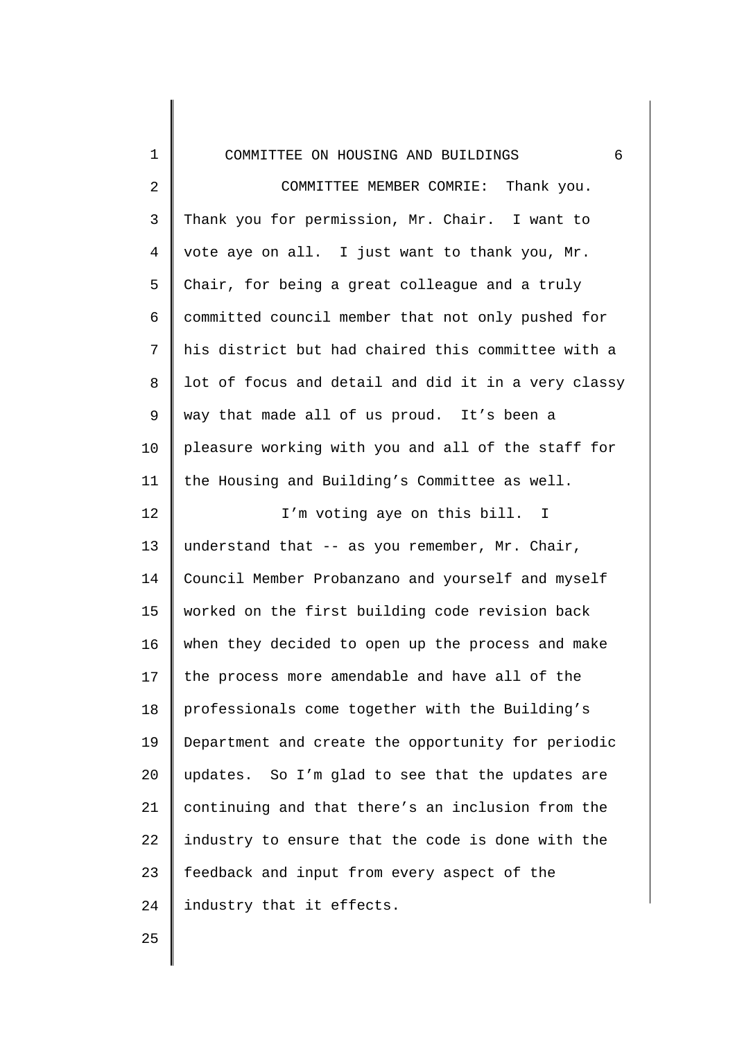COMMITTEE MEMBER COMRIE: Thank you. Thank you for permission, Mr. Chair. I want to vote aye on all. I just want to thank you, Mr. Chair, for being a great colleague and a truly committed council member that not only pushed for his district but had chaired this committee with a lot of focus and detail and did it in a very classy way that made all of us proud. It's been a pleasure working with you and all of the staff for the Housing and Building's Committee as well.

I'm voting aye on this bill. I understand that -- as you remember, Mr. Chair, Council Member Probanzano and yourself and myself worked on the first building code revision back when they decided to open up the process and make the process more amendable and have all of the professionals come together with the Building's Department and create the opportunity for periodic updates. So I'm glad to see that the updates are continuing and that there's an inclusion from the industry to ensure that the code is done with the feedback and input from every aspect of the industry that it effects.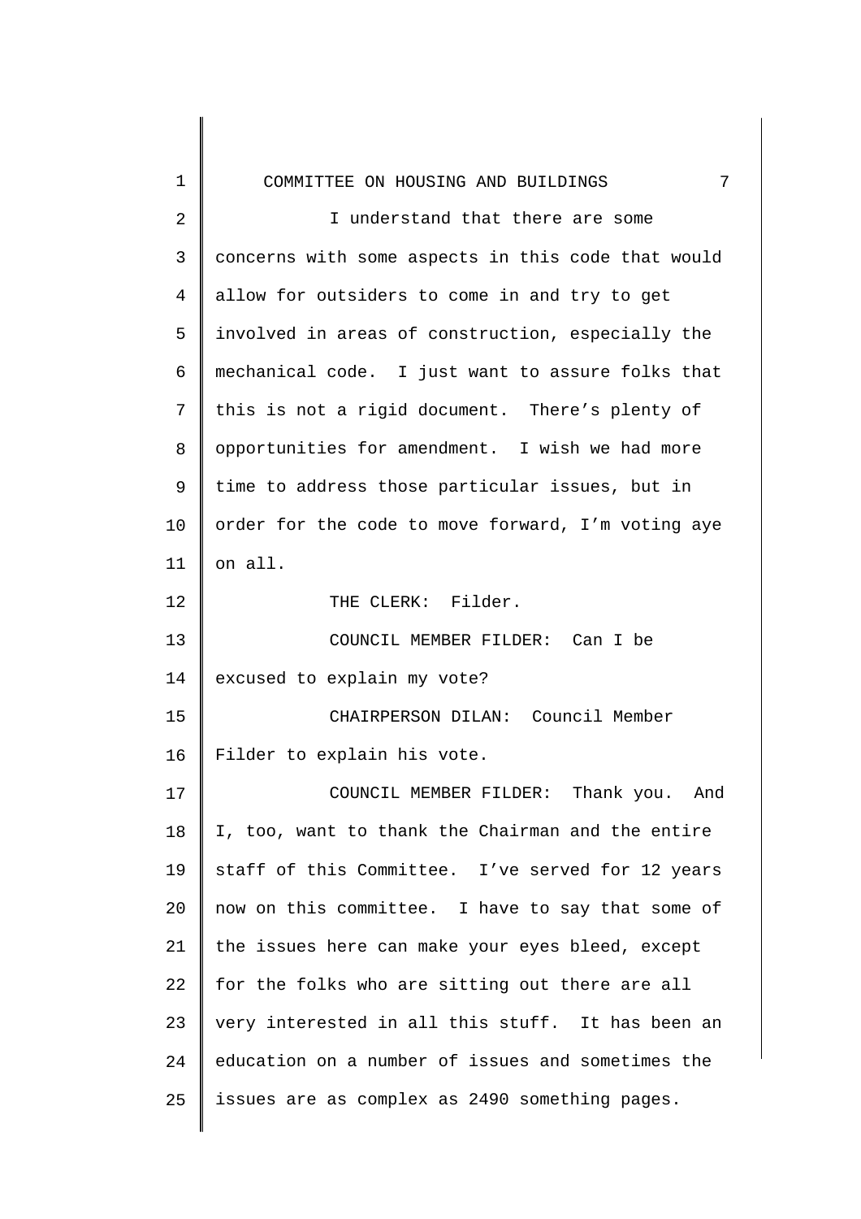I understand that there are some concerns with some aspects in this code that would allow for outsiders to come in and try to get involved in areas of construction, especially the mechanical code. I just want to assure folks that this is not a rigid document. There's plenty of opportunities for amendment. I wish we had more time to address those particular issues, but in order for the code to move forward, I'm voting aye on all.

THE CLERK: Filder.

COUNCIL MEMBER FILDER: Can I be excused to explain my vote?

CHAIRPERSON DILAN: Council Member Filder to explain his vote.

COUNCIL MEMBER FILDER: Thank you. And I, too, want to thank the Chairman and the entire staff of this Committee. I've served for 12 years now on this committee. I have to say that some of the issues here can make your eyes bleed, except for the folks who are sitting out there are all very interested in all this stuff. It has been an education on a number of issues and sometimes the issues are as complex as 2490 something pages.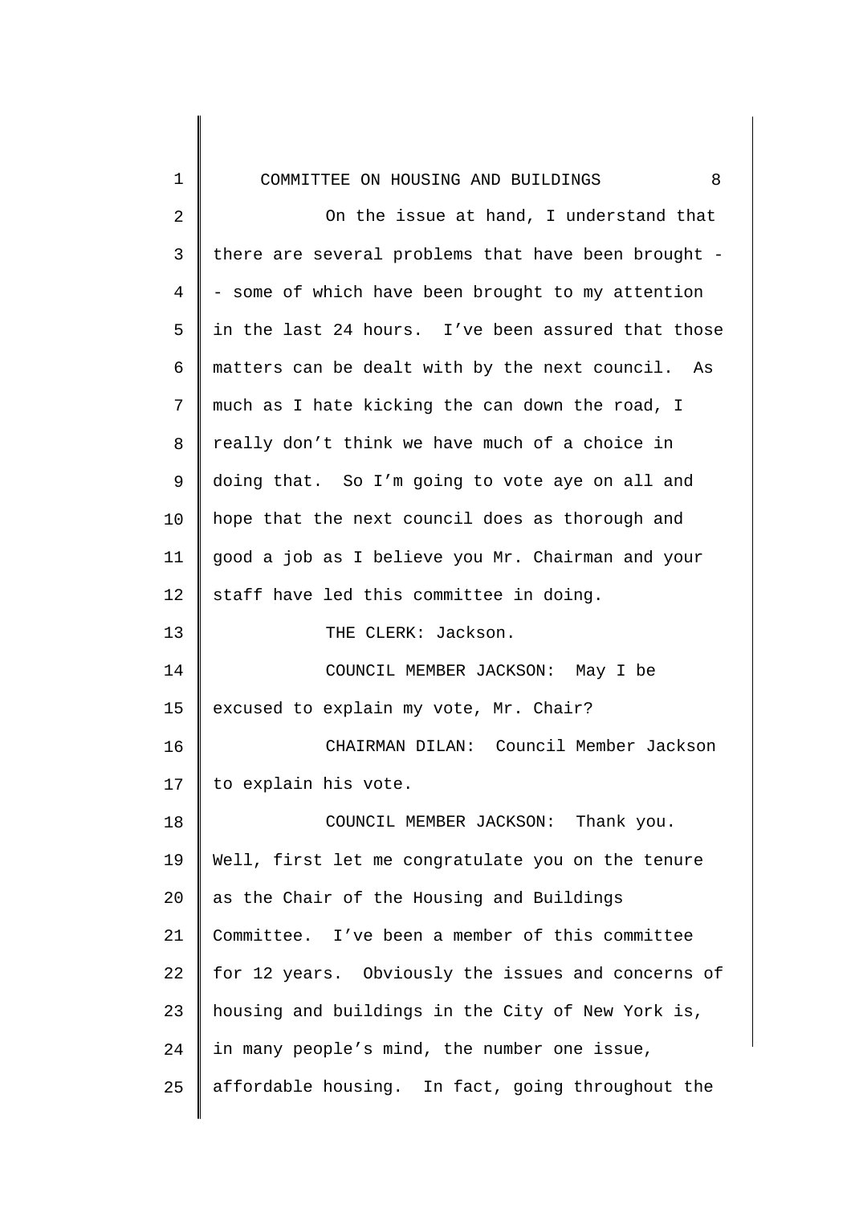On the issue at hand, I understand that there are several problems that have been brought -- some of which have been brought to my attention in the last 24 hours. I've been assured that those matters can be dealt with by the next council. As much as I hate kicking the can down the road, I really don't think we have much of a choice in doing that. So I'm going to vote aye on all and hope that the next council does as thorough and good a job as I believe you Mr. Chairman and your staff have led this committee in doing.

THE CLERK: Jackson.

COUNCIL MEMBER JACKSON: May I be excused to explain my vote, Mr. Chair?

CHAIRMAN DILAN: Council Member Jackson to explain his vote.

COUNCIL MEMBER JACKSON: Thank you. Well, first let me congratulate you on the tenure as the Chair of the Housing and Buildings Committee. I've been a member of this committee for 12 years. Obviously the issues and concerns of housing and buildings in the City of New York is, in many people's mind, the number one issue, affordable housing. In fact, going throughout the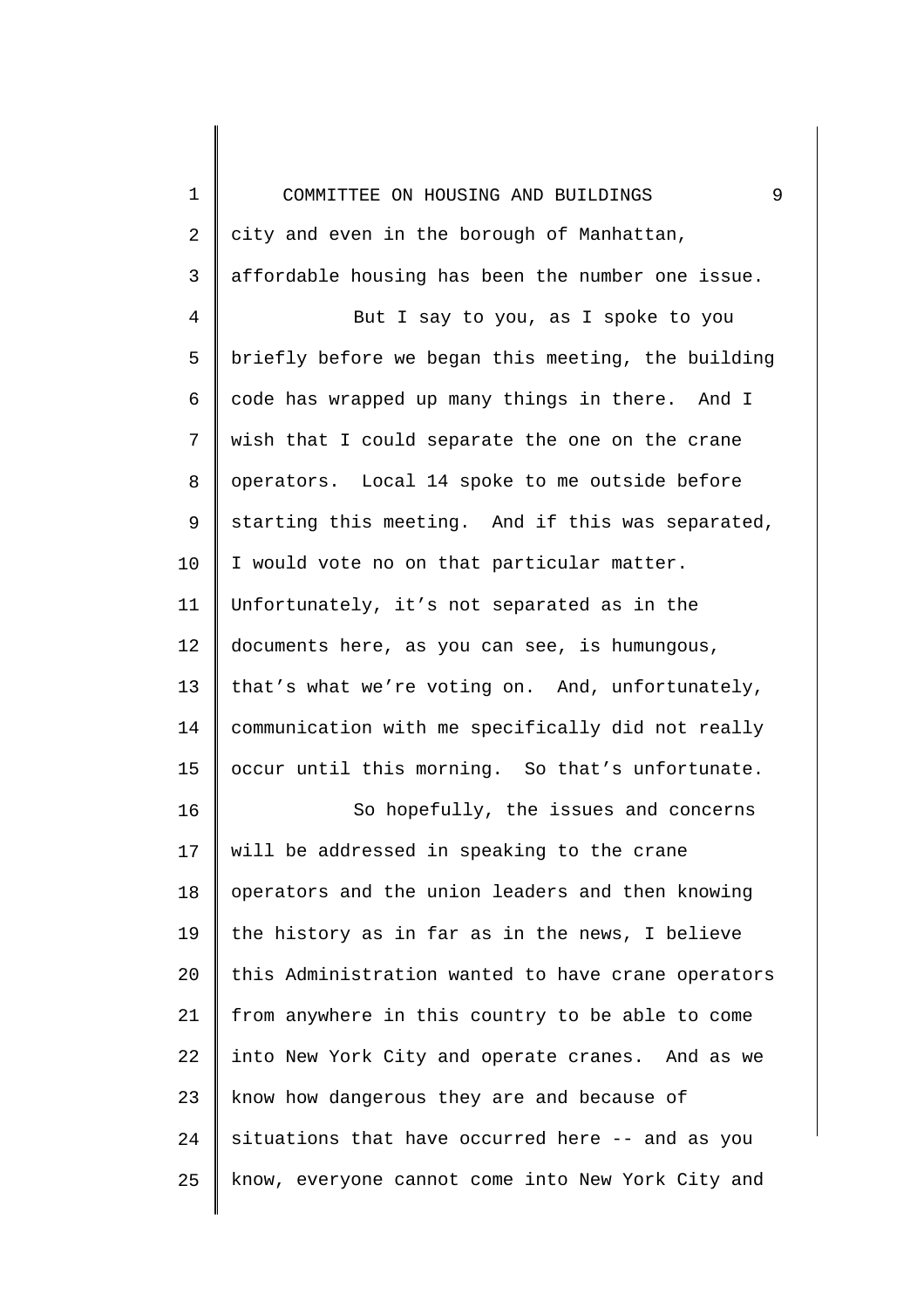city and even in the borough of Manhattan, affordable housing has been the number one issue.

But I say to you, as I spoke to you briefly before we began this meeting, the building code has wrapped up many things in there. And I wish that I could separate the one on the crane operators. Local 14 spoke to me outside before starting this meeting. And if this was separated, I would vote no on that particular matter. Unfortunately, it's not separated as in the documents here, as you can see, is humungous, that's what we're voting on. And, unfortunately, communication with me specifically did not really occur until this morning. So that's unfortunate.

So hopefully, the issues and concerns will be addressed in speaking to the crane operators and the union leaders and then knowing the history as in far as in the news, I believe this Administration wanted to have crane operators from anywhere in this country to be able to come into New York City and operate cranes. And as we know how dangerous they are and because of situations that have occurred here -- and as you know, everyone cannot come into New York City and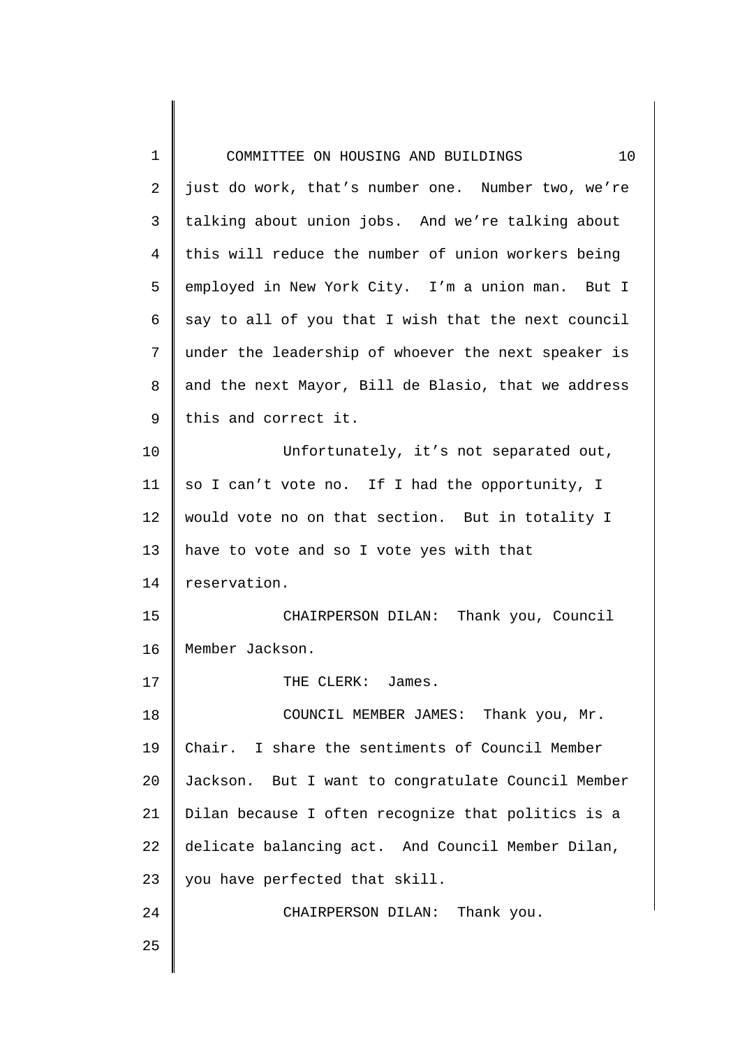just do work, that's number one. Number two, we're talking about union jobs. And we're talking about this will reduce the number of union workers being employed in New York City. I'm a union man. But I say to all of you that I wish that the next council under the leadership of whoever the next speaker is and the next Mayor, Bill de Blasio, that we address this and correct it.

Unfortunately, it's not separated out, so I can't vote no. If I had the opportunity, I would vote no on that section. But in totality I have to vote and so I vote yes with that reservation.

CHAIRPERSON DILAN: Thank you, Council Member Jackson.

THE CLERK: James.

COUNCIL MEMBER JAMES: Thank you, Mr. Chair. I share the sentiments of Council Member Jackson. But I want to congratulate Council Member Dilan because I often recognize that politics is a delicate balancing act. And Council Member Dilan, you have perfected that skill.

CHAIRPERSON DILAN: Thank you.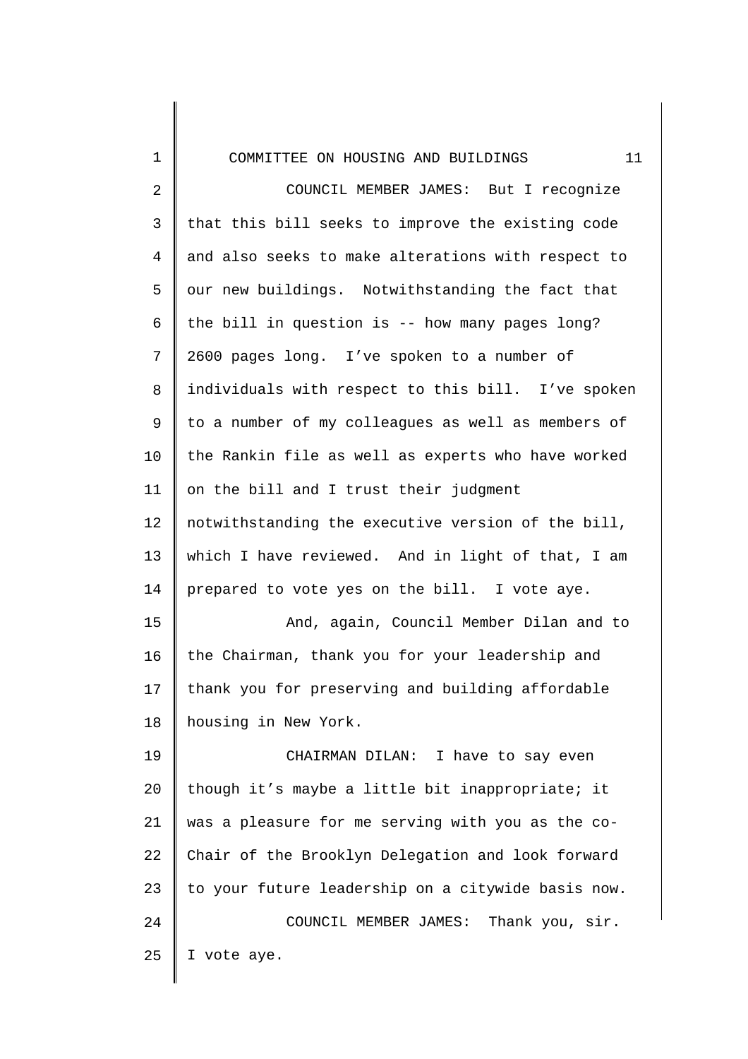COUNCIL MEMBER JAMES: But I recognize that this bill seeks to improve the existing code and also seeks to make alterations with respect to our new buildings. Notwithstanding the fact that the bill in question is -- how many pages long? 2600 pages long. I've spoken to a number of individuals with respect to this bill. I've spoken to a number of my colleagues as well as members of the Rankin file as well as experts who have worked on the bill and I trust their judgment notwithstanding the executive version of the bill, which I have reviewed. And in light of that, I am prepared to vote yes on the bill. I vote aye.

And, again, Council Member Dilan and to the Chairman, thank you for your leadership and thank you for preserving and building affordable housing in New York.

CHAIRMAN DILAN: I have to say even though it's maybe a little bit inappropriate; it was a pleasure for me serving with you as the co-Chair of the Brooklyn Delegation and look forward to your future leadership on a citywide basis now.

COUNCIL MEMBER JAMES: Thank you, sir. I vote aye.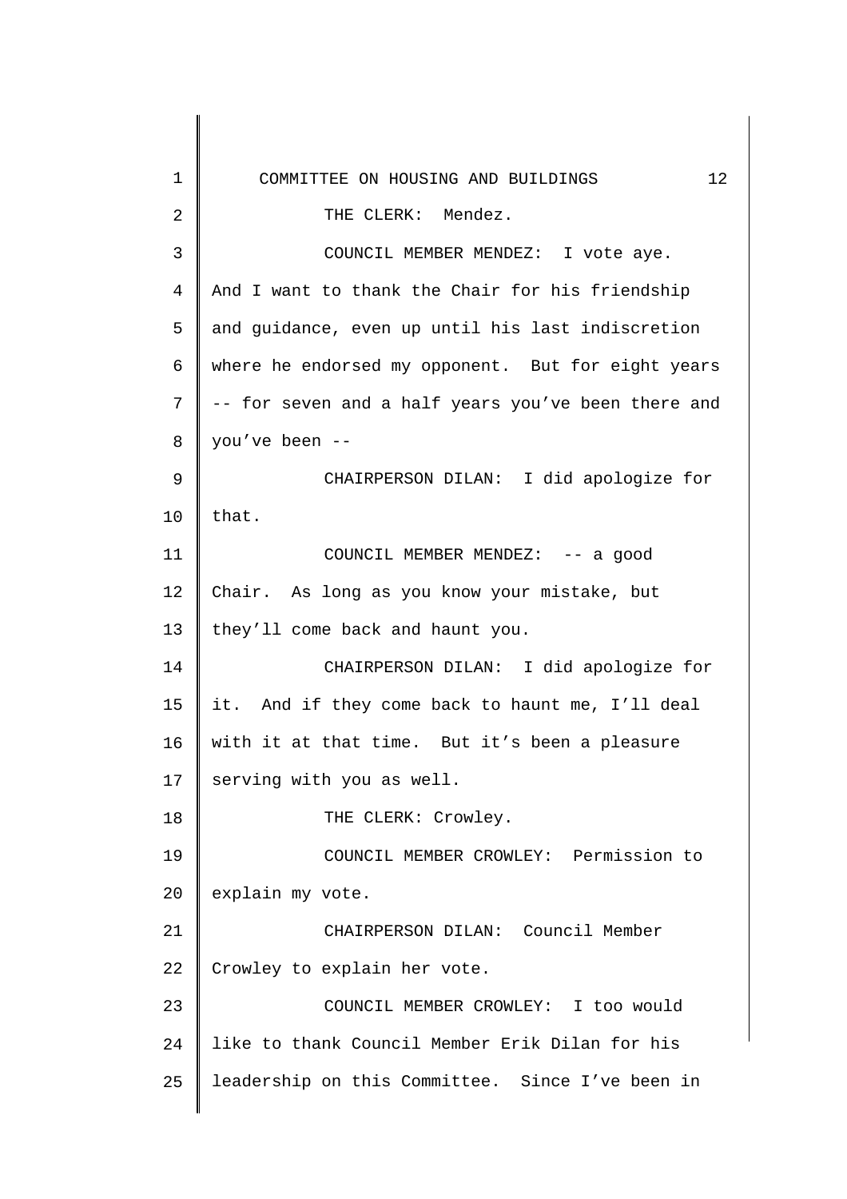THE CLERK: Mendez.

COUNCIL MEMBER MENDEZ: I vote aye. And I want to thank the Chair for his friendship and guidance, even up until his last indiscretion where he endorsed my opponent. But for eight years -- for seven and a half years you've been there and you've been --

CHAIRPERSON DILAN: I did apologize for that.

COUNCIL MEMBER MENDEZ: -- a good Chair. As long as you know your mistake, but they'll come back and haunt you.

CHAIRPERSON DILAN: I did apologize for it. And if they come back to haunt me, I'll deal with it at that time. But it's been a pleasure serving with you as well.

THE CLERK: Crowley.

COUNCIL MEMBER CROWLEY: Permission to explain my vote.

CHAIRPERSON DILAN: Council Member Crowley to explain her vote.

COUNCIL MEMBER CROWLEY: I too would like to thank Council Member Erik Dilan for his leadership on this Committee. Since I've been in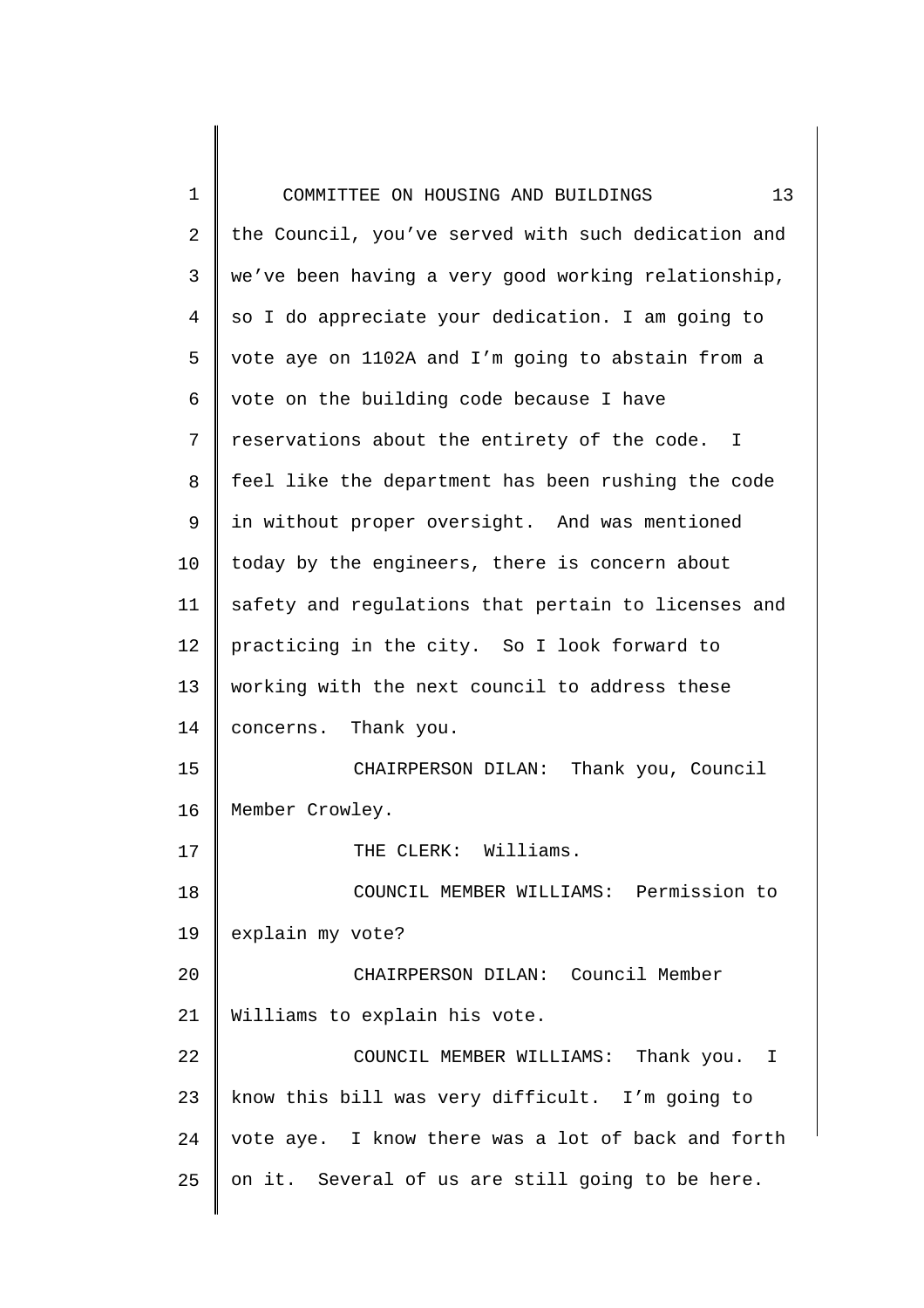the Council, you've served with such dedication and we've been having a very good working relationship, so I do appreciate your dedication. I am going to vote aye on 1102A and I'm going to abstain from a vote on the building code because I have reservations about the entirety of the code. I feel like the department has been rushing the code in without proper oversight. And was mentioned today by the engineers, there is concern about safety and regulations that pertain to licenses and practicing in the city. So I look forward to working with the next council to address these concerns. Thank you.

CHAIRPERSON DILAN: Thank you, Council Member Crowley.

THE CLERK: Williams.

COUNCIL MEMBER WILLIAMS: Permission to explain my vote?

CHAIRPERSON DILAN: Council Member Williams to explain his vote.

COUNCIL MEMBER WILLIAMS: Thank you. I know this bill was very difficult. I'm going to vote aye. I know there was a lot of back and forth on it. Several of us are still going to be here.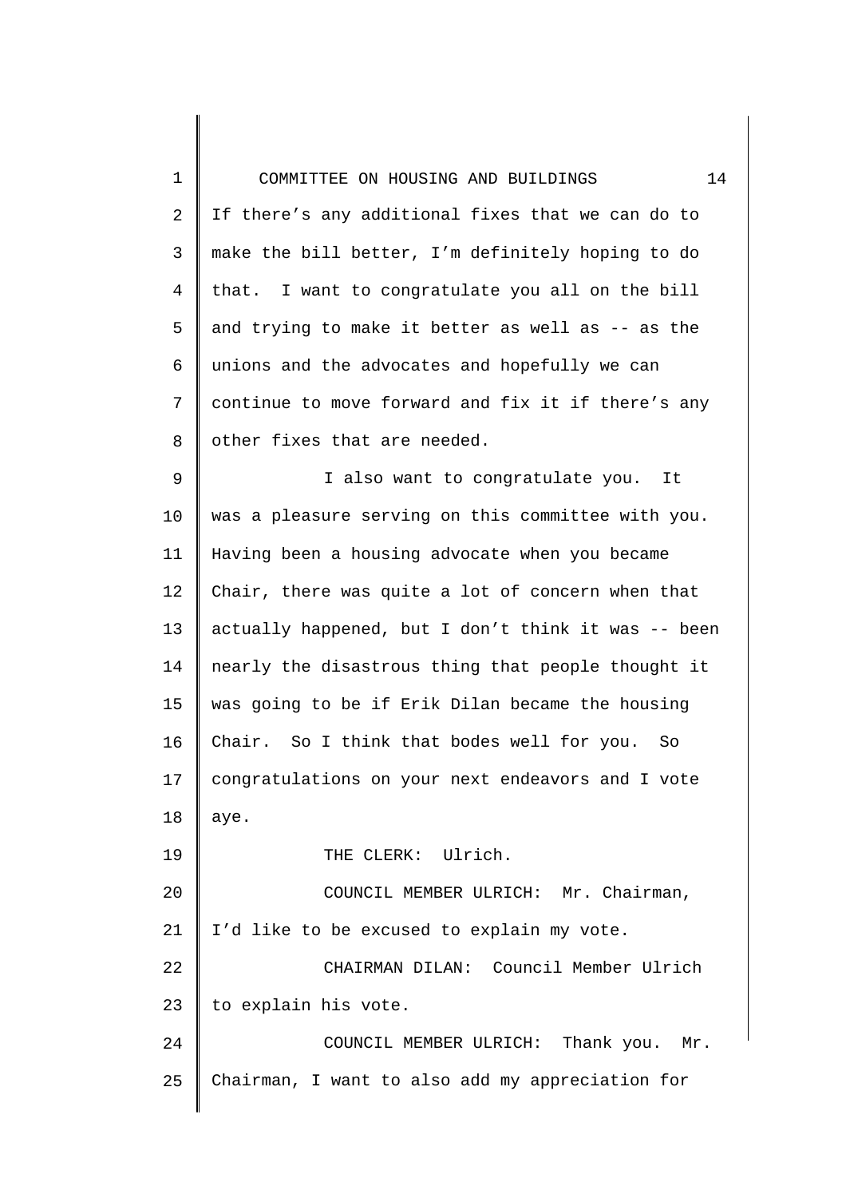If there's any additional fixes that we can do to make the bill better, I'm definitely hoping to do that. I want to congratulate you all on the bill and trying to make it better as well as -- as the unions and the advocates and hopefully we can continue to move forward and fix it if there's any other fixes that are needed.

I also want to congratulate you. It was a pleasure serving on this committee with you. Having been a housing advocate when you became Chair, there was quite a lot of concern when that actually happened, but I don't think it was -- been nearly the disastrous thing that people thought it was going to be if Erik Dilan became the housing Chair. So I think that bodes well for you. So congratulations on your next endeavors and I vote aye.

THE CLERK: Ulrich.

COUNCIL MEMBER ULRICH: Mr. Chairman, I'd like to be excused to explain my vote.

CHAIRMAN DILAN: Council Member Ulrich to explain his vote.

COUNCIL MEMBER ULRICH: Thank you. Mr. Chairman, I want to also add my appreciation for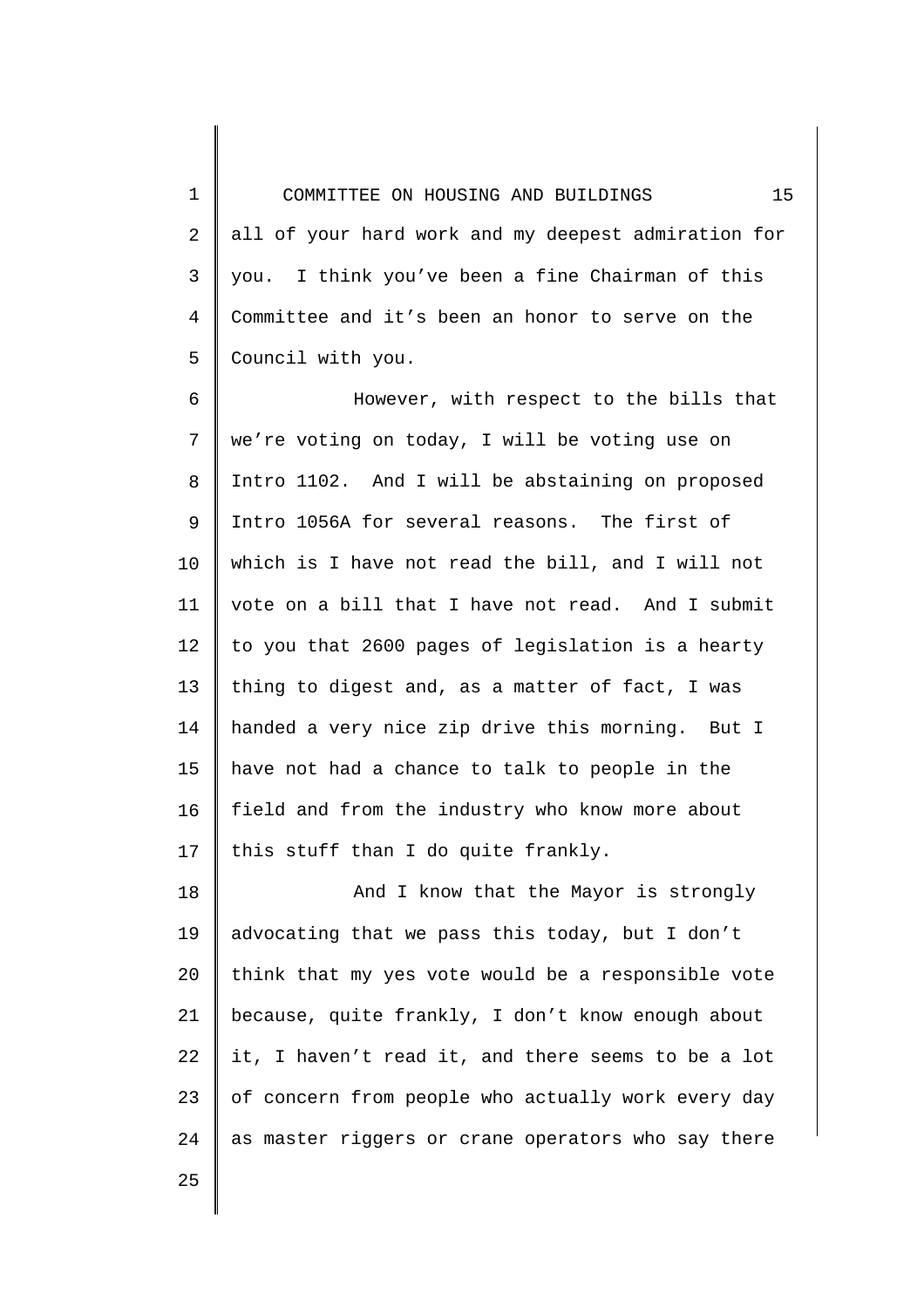all of your hard work and my deepest admiration for you. I think you've been a fine Chairman of this Committee and it's been an honor to serve on the Council with you.

However, with respect to the bills that we're voting on today, I will be voting use on Intro 1102. And I will be abstaining on proposed Intro 1056A for several reasons. The first of which is I have not read the bill, and I will not vote on a bill that I have not read. And I submit to you that 2600 pages of legislation is a hearty thing to digest and, as a matter of fact, I was handed a very nice zip drive this morning. But I have not had a chance to talk to people in the field and from the industry who know more about this stuff than I do quite frankly.

And I know that the Mayor is strongly advocating that we pass this today, but I don't think that my yes vote would be a responsible vote because, quite frankly, I don't know enough about it, I haven't read it, and there seems to be a lot of concern from people who actually work every day as master riggers or crane operators who say there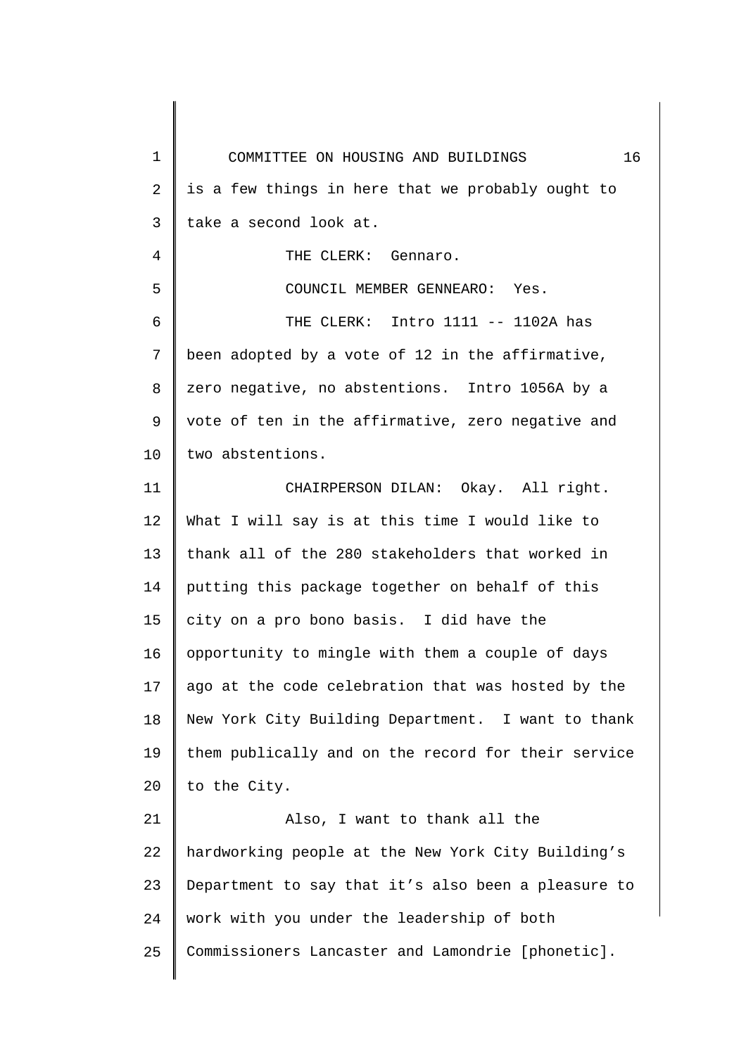is a few things in here that we probably ought to take a second look at.

THE CLERK: Gennaro.

COUNCIL MEMBER GENNEARO: Yes.

THE CLERK: Intro 1111 -- 1102A has been adopted by a vote of 12 in the affirmative, zero negative, no abstentions. Intro 1056A by a vote of ten in the affirmative, zero negative and two abstentions.

CHAIRPERSON DILAN: Okay. All right. What I will say is at this time I would like to thank all of the 280 stakeholders that worked in putting this package together on behalf of this city on a pro bono basis. I did have the opportunity to mingle with them a couple of days ago at the code celebration that was hosted by the New York City Building Department. I want to thank them publically and on the record for their service to the City.

Also, I want to thank all the hardworking people at the New York City Building's Department to say that it's also been a pleasure to work with you under the leadership of both Commissioners Lancaster and Lamondrie [phonetic].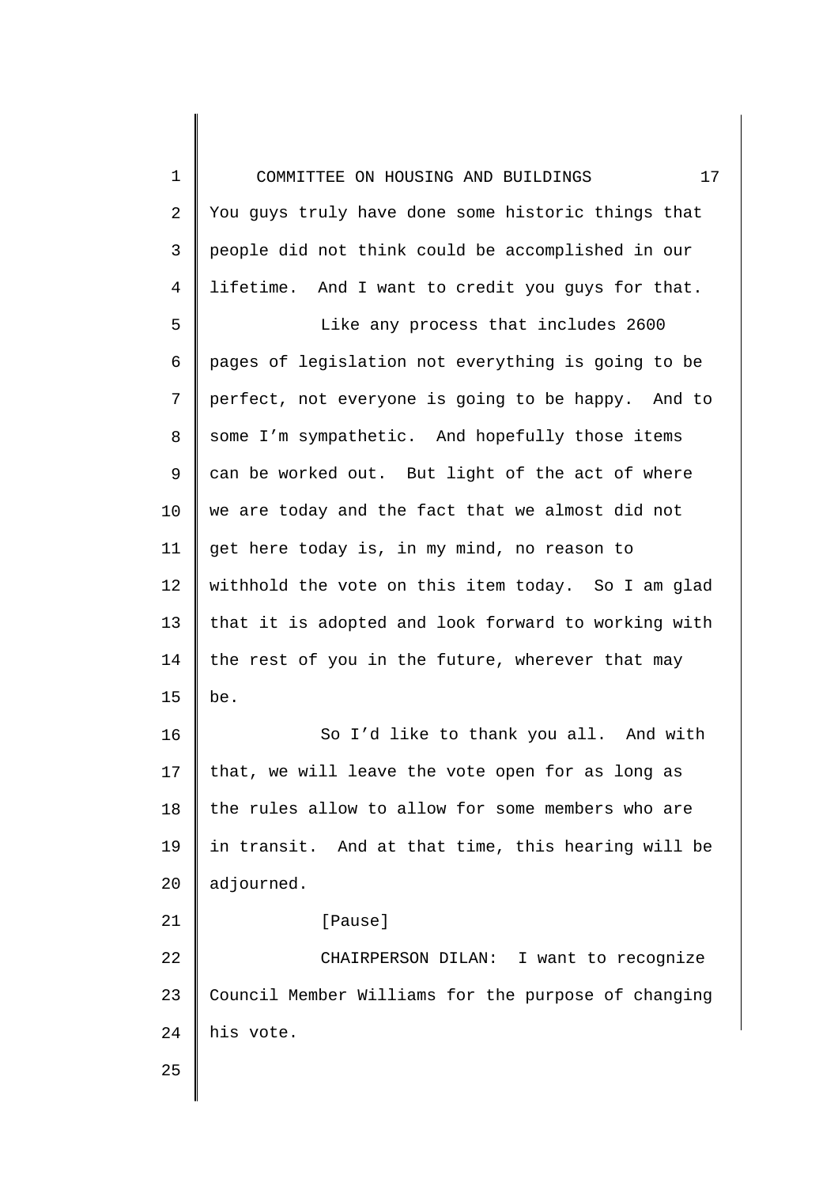You guys truly have done some historic things that people did not think could be accomplished in our lifetime. And I want to credit you guys for that.

Like any process that includes 2600 pages of legislation not everything is going to be perfect, not everyone is going to be happy. And to some I'm sympathetic. And hopefully those items can be worked out. But light of the act of where we are today and the fact that we almost did not get here today is, in my mind, no reason to withhold the vote on this item today. So I am glad that it is adopted and look forward to working with the rest of you in the future, wherever that may be.

So I'd like to thank you all. And with that, we will leave the vote open for as long as the rules allow to allow for some members who are in transit. And at that time, this hearing will be adjourned.

[Pause]

CHAIRPERSON DILAN: I want to recognize Council Member Williams for the purpose of changing his vote.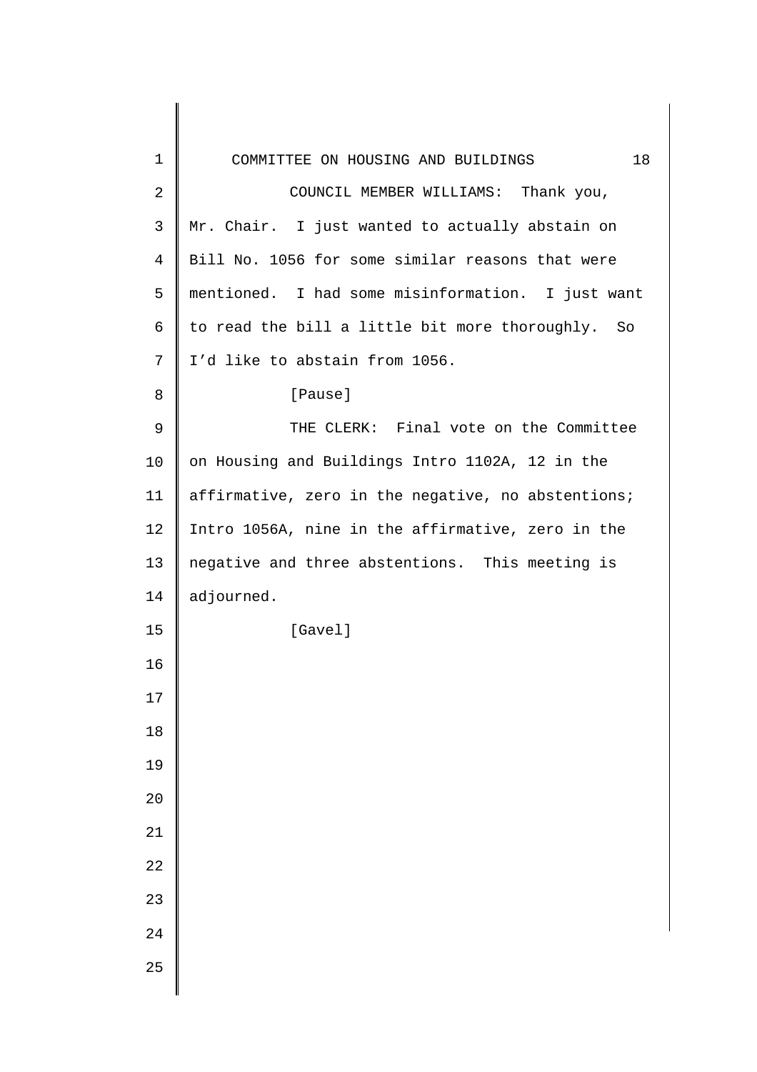COUNCIL MEMBER WILLIAMS: Thank you, Mr. Chair. I just wanted to actually abstain on Bill No. 1056 for some similar reasons that were mentioned. I had some misinformation. I just want to read the bill a little bit more thoroughly. So I'd like to abstain from 1056.

[Pause]

THE CLERK: Final vote on the Committee on Housing and Buildings Intro 1102A, 12 in the affirmative, zero in the negative, no abstentions; Intro 1056A, nine in the affirmative, zero in the negative and three abstentions. This meeting is adjourned.

[Gavel]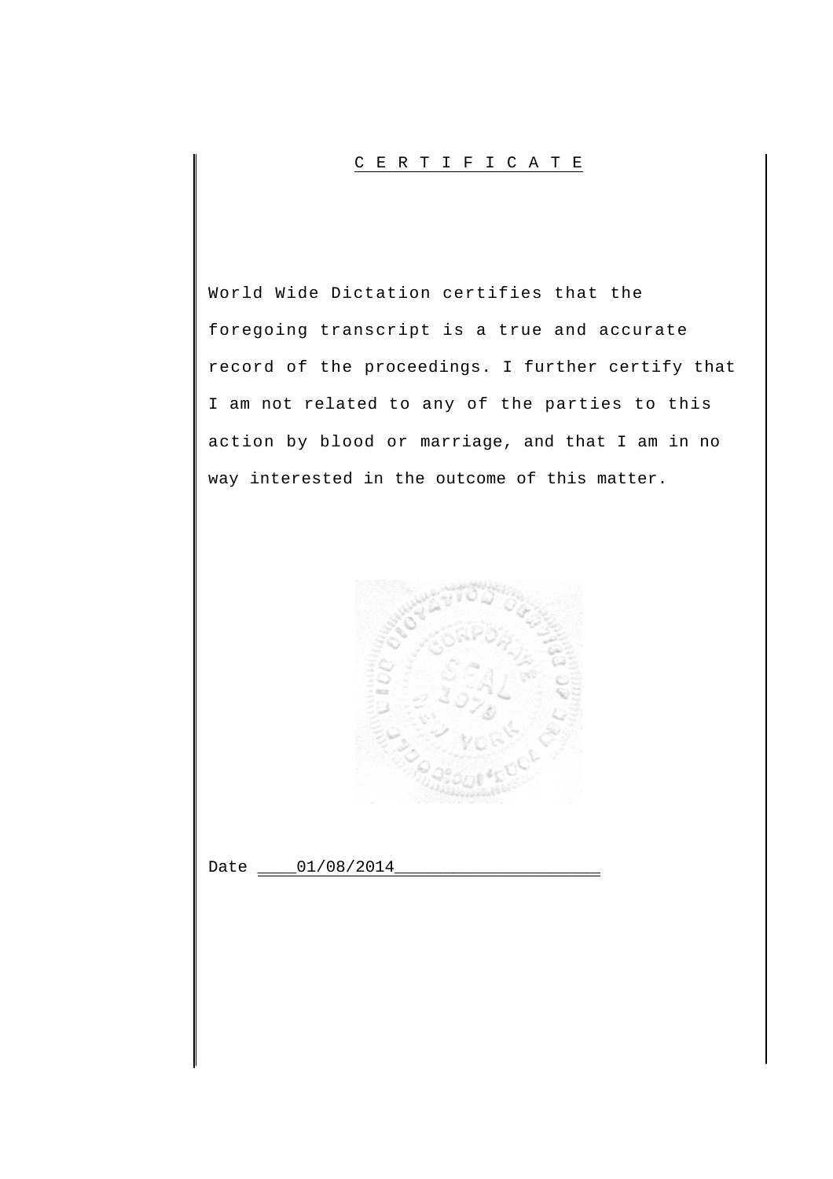# C E R T I F I C A T E

World Wide Dictation certifies that the foregoing transcript is a true and accurate record of the proceedings. I further certify that I am not related to any of the parties to this action by blood or marriage, and that I am in no way interested in the outcome of this matter.

Date \_\_\_\_01/08/2014\_\_\_\_\_\_\_\_\_\_\_\_\_\_\_\_\_\_\_\_\_\_